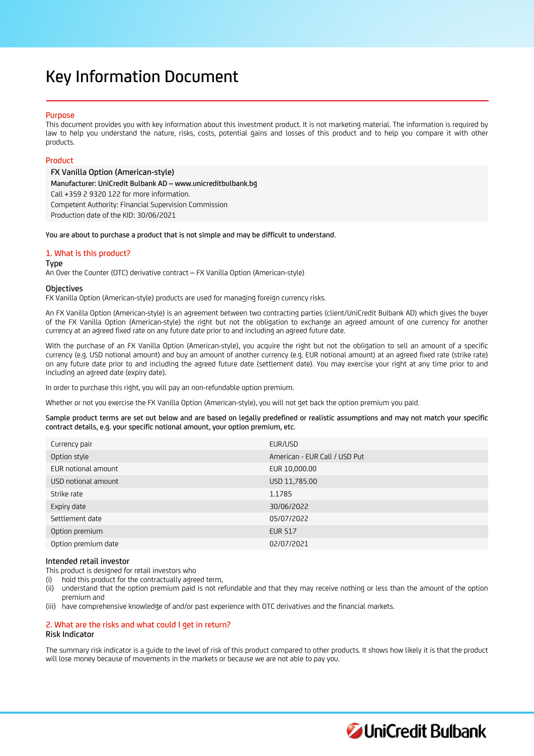# Key Information Document

## Purpose

This document provides you with key information about this investment product. It is not marketing material. The information is required by law to help you understand the nature, risks, costs, potential gains and losses of this product and to help you compare it with other products.

## Product

**FX Vanilla Option (American-style)**
Manufacturer: UniCredit Bulbank AD – www.unicreditbulbank.bg
Call +359 2 9320 122 for more information.
Competent Authority: Financial Supervision Commission
Production date of the KID: 30/06/2021

You are about to purchase a product that is not simple and may be difficult to understand.

## 1. What is this product?

### Type

An Over the Counter (OTC) derivative contract – FX Vanilla Option (American-style)

### Objectives

FX Vanilla Option (American-style) products are used for managing foreign currency risks.

An FX Vanilla Option (American-style) is an agreement between two contracting parties (client/UniCredit Bulbank AD) which gives the buyer of the FX Vanilla Option (American-style) the right but not the obligation to exchange an agreed amount of one currency for another currency at an agreed fixed rate on any future date prior to and including an agreed future date.

With the purchase of an FX Vanilla Option (American-style), you acquire the right but not the obligation to sell an amount of a specific currency (e.g. USD notional amount) and buy an amount of another currency (e.g. EUR notional amount) at an agreed fixed rate (strike rate) on any future date prior to and including the agreed future date (settlement date). You may exercise your right at any time prior to and including an agreed date (expiry date).

In order to purchase this right, you will pay an non-refundable option premium.

Whether or not you exercise the FX Vanilla Option (American-style), you will not get back the option premium you paid.

Sample product terms are set out below and are based on legally predefined or realistic assumptions and may not match your specific contract details, e.g. your specific notional amount, your option premium, etc.

| | |
|---|---|
| Currency pair | EUR/USD |
| Option style | American - EUR Call / USD Put |
| EUR notional amount | EUR 10,000.00 |
| USD notional amount | USD 11,785.00 |
| Strike rate | 1.1785 |
| Expiry date | 30/06/2022 |
| Settlement date | 05/07/2022 |
| Option premium | EUR 517 |
| Option premium date | 02/07/2021 |

### Intended retail investor

This product is designed for retail investors who

(i) hold this product for the contractually agreed term,
(ii) understand that the option premium paid is not refundable and that they may receive nothing or less than the amount of the option premium and
(iii) have comprehensive knowledge of and/or past experience with OTC derivatives and the financial markets.

## 2. What are the risks and what could I get in return?

### Risk Indicator

The summary risk indicator is a guide to the level of risk of this product compared to other products. It shows how likely it is that the product will lose money because of movements in the markets or because we are not able to pay you.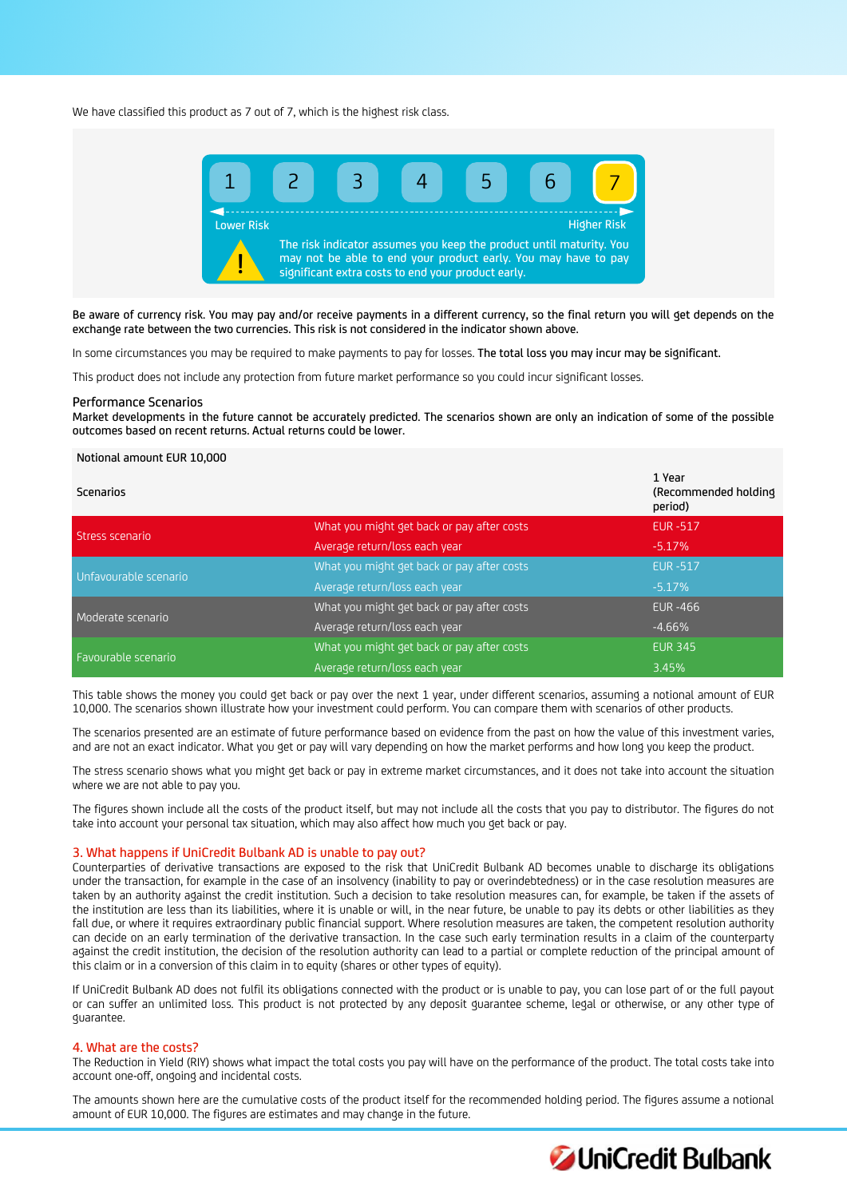We have classified this product as 7 out of 7, which is the highest risk class.

| 1 | 2 | 3 | 4 | 5 | 6 | 7 |
|---|---|---|---|---|---|---|

Lower Risk — Higher Risk

The risk indicator assumes you keep the product until maturity. You may not be able to end your product early. You may have to pay significant extra costs to end your product early.

Be aware of currency risk. You may pay and/or receive payments in a different currency, so the final return you will get depends on the exchange rate between the two currencies. This risk is not considered in the indicator shown above.

In some circumstances you may be required to make payments to pay for losses. **The total loss you may incur may be significant.**

This product does not include any protection from future market performance so you could incur significant losses.

### Performance Scenarios

Market developments in the future cannot be accurately predicted. The scenarios shown are only an indication of some of the possible outcomes based on recent returns. Actual returns could be lower.

| Notional amount EUR 10,000 | | |
|---|---|---|
| Scenarios | | 1 Year (Recommended holding period) |
| Stress scenario | What you might get back or pay after costs | EUR -517 |
| | Average return/loss each year | -5.17% |
| Unfavourable scenario | What you might get back or pay after costs | EUR -517 |
| | Average return/loss each year | -5.17% |
| Moderate scenario | What you might get back or pay after costs | EUR -466 |
| | Average return/loss each year | -4.66% |
| Favourable scenario | What you might get back or pay after costs | EUR 345 |
| | Average return/loss each year | 3.45% |

This table shows the money you could get back or pay over the next 1 year, under different scenarios, assuming a notional amount of EUR 10,000. The scenarios shown illustrate how your investment could perform. You can compare them with scenarios of other products.

The scenarios presented are an estimate of future performance based on evidence from the past on how the value of this investment varies, and are not an exact indicator. What you get or pay will vary depending on how the market performs and how long you keep the product.

The stress scenario shows what you might get back or pay in extreme market circumstances, and it does not take into account the situation where we are not able to pay you.

The figures shown include all the costs of the product itself, but may not include all the costs that you pay to distributor. The figures do not take into account your personal tax situation, which may also affect how much you get back or pay.

## 3. What happens if UniCredit Bulbank AD is unable to pay out?

Counterparties of derivative transactions are exposed to the risk that UniCredit Bulbank AD becomes unable to discharge its obligations under the transaction, for example in the case of an insolvency (inability to pay or overindebtedness) or in the case resolution measures are taken by an authority against the credit institution. Such a decision to take resolution measures can, for example, be taken if the assets of the institution are less than its liabilities, where it is unable or will, in the near future, be unable to pay its debts or other liabilities as they fall due, or where it requires extraordinary public financial support. Where resolution measures are taken, the competent resolution authority can decide on an early termination of the derivative transaction. In the case such early termination results in a claim of the counterparty against the credit institution, the decision of the resolution authority can lead to a partial or complete reduction of the principal amount of this claim or in a conversion of this claim in to equity (shares or other types of equity).

If UniCredit Bulbank AD does not fulfil its obligations connected with the product or is unable to pay, you can lose part of or the full payout or can suffer an unlimited loss. This product is not protected by any deposit guarantee scheme, legal or otherwise, or any other type of guarantee.

## 4. What are the costs?

The Reduction in Yield (RIY) shows what impact the total costs you pay will have on the performance of the product. The total costs take into account one-off, ongoing and incidental costs.

The amounts shown here are the cumulative costs of the product itself for the recommended holding period. The figures assume a notional amount of EUR 10,000. The figures are estimates and may change in the future.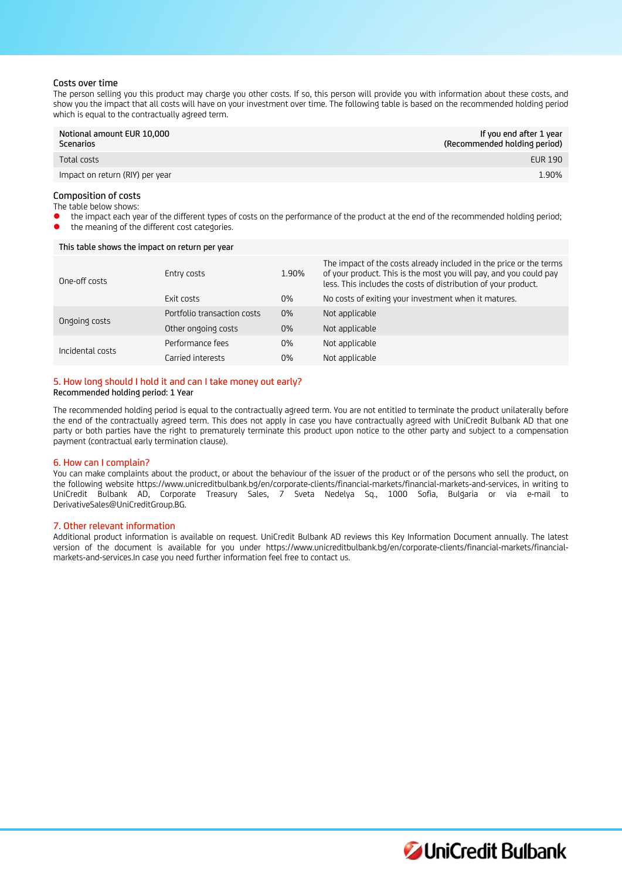### Costs over time

The person selling you this product may charge you other costs. If so, this person will provide you with information about these costs, and show you the impact that all costs will have on your investment over time. The following table is based on the recommended holding period which is equal to the contractually agreed term.

| Notional amount EUR 10,000<br>Scenarios | If you end after 1 year<br>(Recommended holding period) |
|---|---|
| Total costs | EUR 190 |
| Impact on return (RIY) per year | 1.90% |

### Composition of costs

The table below shows:

- the impact each year of the different types of costs on the performance of the product at the end of the recommended holding period;
- the meaning of the different cost categories.

| This table shows the impact on return per year | | | |
|---|---|---|---|
| One-off costs | Entry costs | 1.90% | The impact of the costs already included in the price or the terms of your product. This is the most you will pay, and you could pay less. This includes the costs of distribution of your product. |
| | Exit costs | 0% | No costs of exiting your investment when it matures. |
| Ongoing costs | Portfolio transaction costs | 0% | Not applicable |
| | Other ongoing costs | 0% | Not applicable |
| Incidental costs | Performance fees | 0% | Not applicable |
| | Carried interests | 0% | Not applicable |

## 5. How long should I hold it and can I take money out early?

Recommended holding period: 1 Year

The recommended holding period is equal to the contractually agreed term. You are not entitled to terminate the product unilaterally before the end of the contractually agreed term. This does not apply in case you have contractually agreed with UniCredit Bulbank AD that one party or both parties have the right to prematurely terminate this product upon notice to the other party and subject to a compensation payment (contractual early termination clause).

## 6. How can I complain?

You can make complaints about the product, or about the behaviour of the issuer of the product or of the persons who sell the product, on the following website https://www.unicreditbulbank.bg/en/corporate-clients/financial-markets/financial-markets-and-services, in writing to UniCredit Bulbank AD, Corporate Treasury Sales, 7 Sveta Nedelya Sq., 1000 Sofia, Bulgaria or via e-mail to DerivativeSales@UniCreditGroup.BG.

## 7. Other relevant information

Additional product information is available on request. UniCredit Bulbank AD reviews this Key Information Document annually. The latest version of the document is available for you under https://www.unicreditbulbank.bg/en/corporate-clients/financial-markets/financial-markets-and-services.In case you need further information feel free to contact us.